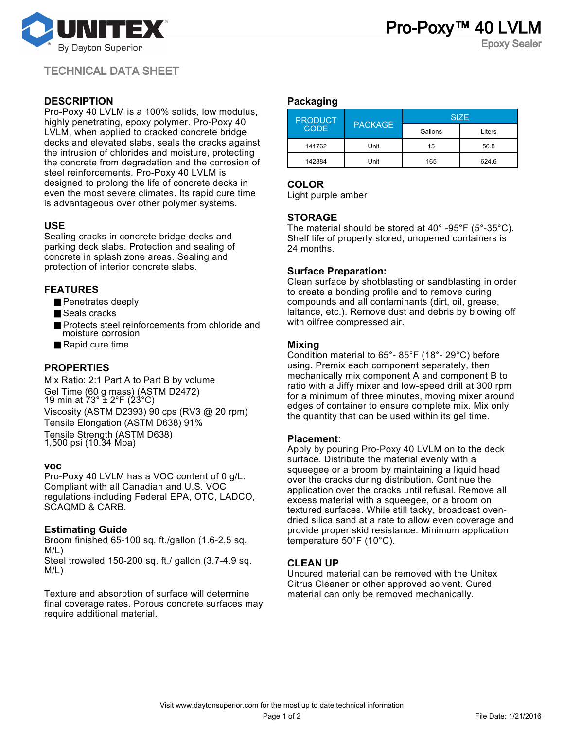# Pro-Poxy™ 40 LVLM

Epoxy Sealer

UNITEX By Dayton Superior

TECHNICAL DATA SHEET

## DESCRIPTION

Pro-Poxy 40 LVLM is a 100% solids, low modulus, highly penetrating, epoxy polymer. Pro-Poxy 40 LVLM, when applied to cracked concrete bridge decks and elevated slabs, seals the cracks against the intrusion of chlorides and moisture, protecting the concrete from degradation and the corrosion of steel reinforcements. Pro-Poxy 40 LVLM is designed to prolong the life of concrete decks in even the most severe climates. Its rapid cure time is advantageous over other polymer systems.

## USE

Sealing cracks in concrete bridge decks and parking deck slabs. Protection and sealing of concrete in splash zone areas. Sealing and protection of interior concrete slabs.

## FEATURES

- Penetrates deeply
- Seals cracks
- Protects steel reinforcements from chloride and moisture corrosion
- Rapid cure time

## PROPERTIES

Mix Ratio: 2:1 Part A to Part B by volume

Gel Time (60 g mass) (ASTM D2472)
19 min at 73° ± 2°F (23°C)

Viscosity (ASTM D2393) 90 cps (RV3 @ 20 rpm)

Tensile Elongation (ASTM D638) 91%

Tensile Strength (ASTM D638)
1,500 psi (10.34 Mpa)

## voc

Pro-Poxy 40 LVLM has a VOC content of 0 g/L. Compliant with all Canadian and U.S. VOC regulations including Federal EPA, OTC, LADCO, SCAQMD & CARB.

## Estimating Guide

Broom finished 65-100 sq. ft./gallon (1.6-2.5 sq. M/L)
Steel troweled 150-200 sq. ft./ gallon (3.7-4.9 sq. M/L)

Texture and absorption of surface will determine final coverage rates. Porous concrete surfaces may require additional material.

## Packaging

| PRODUCT CODE | PACKAGE | SIZE | |
|---|---|---|---|
| | | Gallons | Liters |
| 141762 | Unit | 15 | 56.8 |
| 142884 | Unit | 165 | 624.6 |

## COLOR

Light purple amber

## STORAGE

The material should be stored at 40° -95°F (5°-35°C). Shelf life of properly stored, unopened containers is 24 months.

## Surface Preparation:

Clean surface by shotblasting or sandblasting in order to create a bonding profile and to remove curing compounds and all contaminants (dirt, oil, grease, laitance, etc.). Remove dust and debris by blowing off with oilfree compressed air.

## Mixing

Condition material to 65°- 85°F (18°- 29°C) before using. Premix each component separately, then mechanically mix component A and component B to ratio with a Jiffy mixer and low-speed drill at 300 rpm for a minimum of three minutes, moving mixer around edges of container to ensure complete mix. Mix only the quantity that can be used within its gel time.

## Placement:

Apply by pouring Pro-Poxy 40 LVLM on to the deck surface. Distribute the material evenly with a squeegee or a broom by maintaining a liquid head over the cracks during distribution. Continue the application over the cracks until refusal. Remove all excess material with a squeegee, or a broom on textured surfaces. While still tacky, broadcast oven-dried silica sand at a rate to allow even coverage and provide proper skid resistance. Minimum application temperature 50°F (10°C).

## CLEAN UP

Uncured material can be removed with the Unitex Citrus Cleaner or other approved solvent. Cured material can only be removed mechanically.

Visit www.daytonsuperior.com for the most up to date technical information

File Date: 1/21/2016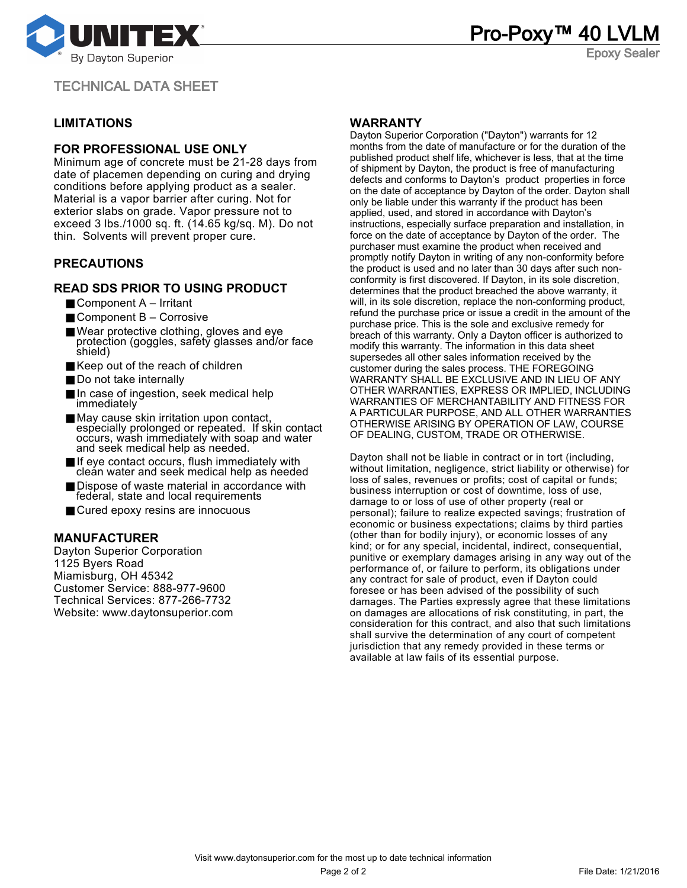## LIMITATIONS

### FOR PROFESSIONAL USE ONLY

Minimum age of concrete must be 21-28 days from date of placemen depending on curing and drying conditions before applying product as a sealer. Material is a vapor barrier after curing. Not for exterior slabs on grade. Vapor pressure not to exceed 3 lbs./1000 sq. ft. (14.65 kg/sq. M). Do not thin. Solvents will prevent proper cure.

## PRECAUTIONS

### READ SDS PRIOR TO USING PRODUCT

- Component A – Irritant
- Component B – Corrosive
- Wear protective clothing, gloves and eye protection (goggles, safety glasses and/or face shield)
- Keep out of the reach of children
- Do not take internally
- In case of ingestion, seek medical help immediately
- May cause skin irritation upon contact, especially prolonged or repeated. If skin contact occurs, wash immediately with soap and water and seek medical help as needed.
- If eye contact occurs, flush immediately with clean water and seek medical help as needed
- Dispose of waste material in accordance with federal, state and local requirements
- Cured epoxy resins are innocuous

## MANUFACTURER

Dayton Superior Corporation
1125 Byers Road
Miamisburg, OH 45342
Customer Service: 888-977-9600
Technical Services: 877-266-7732
Website: www.daytonsuperior.com

## WARRANTY

Dayton Superior Corporation ("Dayton") warrants for 12 months from the date of manufacture or for the duration of the published product shelf life, whichever is less, that at the time of shipment by Dayton, the product is free of manufacturing defects and conforms to Dayton's product properties in force on the date of acceptance by Dayton of the order. Dayton shall only be liable under this warranty if the product has been applied, used, and stored in accordance with Dayton's instructions, especially surface preparation and installation, in force on the date of acceptance by Dayton of the order. The purchaser must examine the product when received and promptly notify Dayton in writing of any non-conformity before the product is used and no later than 30 days after such non-conformity is first discovered. If Dayton, in its sole discretion, determines that the product breached the above warranty, it will, in its sole discretion, replace the non-conforming product, refund the purchase price or issue a credit in the amount of the purchase price. This is the sole and exclusive remedy for breach of this warranty. Only a Dayton officer is authorized to modify this warranty. The information in this data sheet supersedes all other sales information received by the customer during the sales process. THE FOREGOING WARRANTY SHALL BE EXCLUSIVE AND IN LIEU OF ANY OTHER WARRANTIES, EXPRESS OR IMPLIED, INCLUDING WARRANTIES OF MERCHANTABILITY AND FITNESS FOR A PARTICULAR PURPOSE, AND ALL OTHER WARRANTIES OTHERWISE ARISING BY OPERATION OF LAW, COURSE OF DEALING, CUSTOM, TRADE OR OTHERWISE.

Dayton shall not be liable in contract or in tort (including, without limitation, negligence, strict liability or otherwise) for loss of sales, revenues or profits; cost of capital or funds; business interruption or cost of downtime, loss of use, damage to or loss of use of other property (real or personal); failure to realize expected savings; frustration of economic or business expectations; claims by third parties (other than for bodily injury), or economic losses of any kind; or for any special, incidental, indirect, consequential, punitive or exemplary damages arising in any way out of the performance of, or failure to perform, its obligations under any contract for sale of product, even if Dayton could foresee or has been advised of the possibility of such damages. The Parties expressly agree that these limitations on damages are allocations of risk constituting, in part, the consideration for this contract, and also that such limitations shall survive the determination of any court of competent jurisdiction that any remedy provided in these terms or available at law fails of its essential purpose.